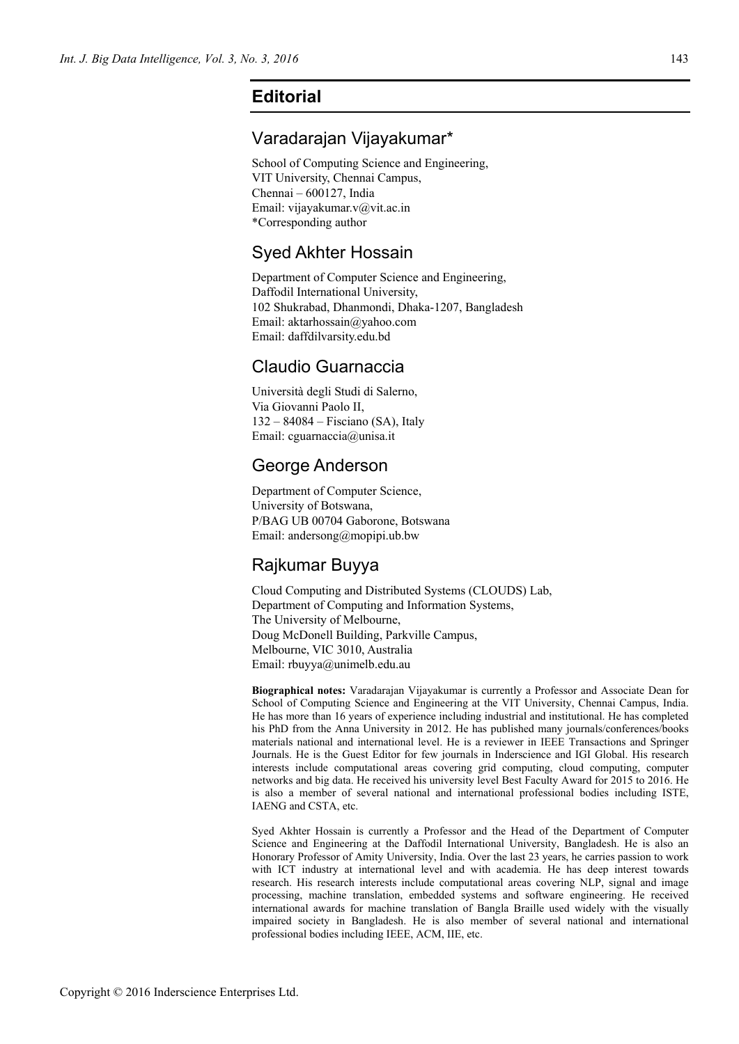# Editorial

## Varadarajan Vijayakumar*

School of Computing Science and Engineering,
VIT University, Chennai Campus,
Chennai – 600127, India
Email: vijayakumar.v@vit.ac.in
*Corresponding author

## Syed Akhter Hossain

Department of Computer Science and Engineering,
Daffodil International University,
102 Shukrabad, Dhanmondi, Dhaka-1207, Bangladesh
Email: aktarhossain@yahoo.com
Email: daffdilvarsity.edu.bd

## Claudio Guarnaccia

Università degli Studi di Salerno,
Via Giovanni Paolo II,
132 – 84084 – Fisciano (SA), Italy
Email: cguarnaccia@unisa.it

## George Anderson

Department of Computer Science,
University of Botswana,
P/BAG UB 00704 Gaborone, Botswana
Email: andersong@mopipi.ub.bw

## Rajkumar Buyya

Cloud Computing and Distributed Systems (CLOUDS) Lab,
Department of Computing and Information Systems,
The University of Melbourne,
Doug McDonell Building, Parkville Campus,
Melbourne, VIC 3010, Australia
Email: rbuyya@unimelb.edu.au

**Biographical notes:** Varadarajan Vijayakumar is currently a Professor and Associate Dean for School of Computing Science and Engineering at the VIT University, Chennai Campus, India. He has more than 16 years of experience including industrial and institutional. He has completed his PhD from the Anna University in 2012. He has published many journals/conferences/books materials national and international level. He is a reviewer in IEEE Transactions and Springer Journals. He is the Guest Editor for few journals in Inderscience and IGI Global. His research interests include computational areas covering grid computing, cloud computing, computer networks and big data. He received his university level Best Faculty Award for 2015 to 2016. He is also a member of several national and international professional bodies including ISTE, IAENG and CSTA, etc.

Syed Akhter Hossain is currently a Professor and the Head of the Department of Computer Science and Engineering at the Daffodil International University, Bangladesh. He is also an Honorary Professor of Amity University, India. Over the last 23 years, he carries passion to work with ICT industry at international level and with academia. He has deep interest towards research. His research interests include computational areas covering NLP, signal and image processing, machine translation, embedded systems and software engineering. He received international awards for machine translation of Bangla Braille used widely with the visually impaired society in Bangladesh. He is also member of several national and international professional bodies including IEEE, ACM, IIE, etc.

Copyright © 2016 Inderscience Enterprises Ltd.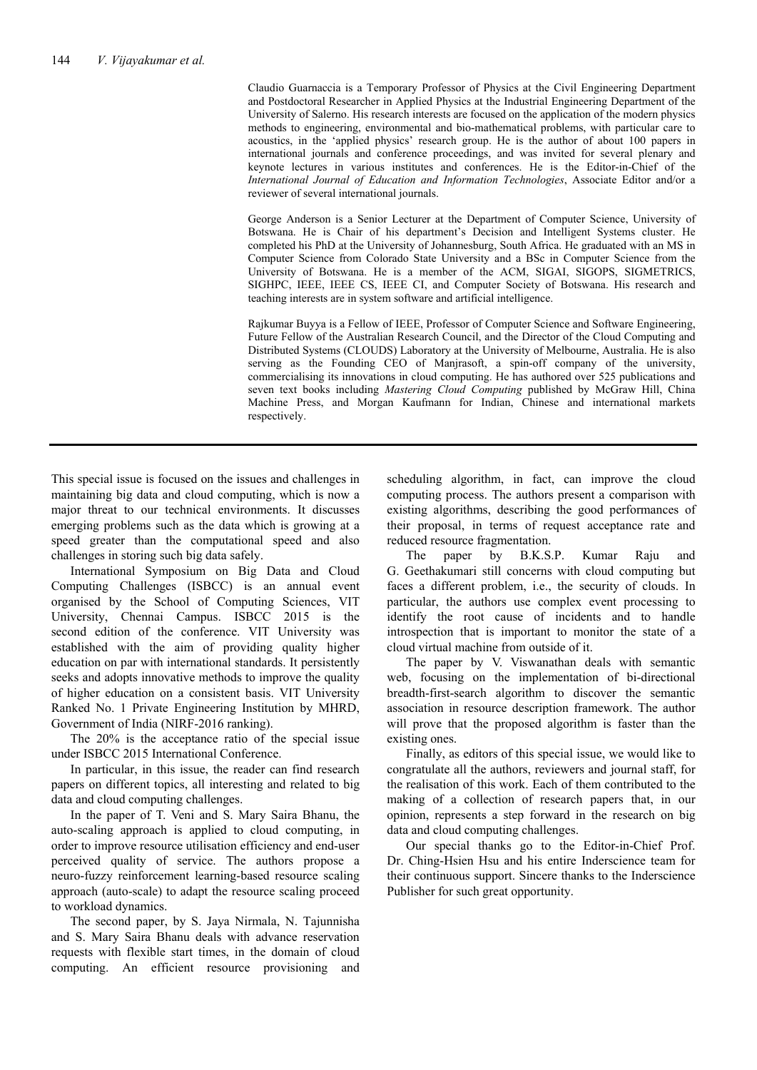Claudio Guarnaccia is a Temporary Professor of Physics at the Civil Engineering Department and Postdoctoral Researcher in Applied Physics at the Industrial Engineering Department of the University of Salerno. His research interests are focused on the application of the modern physics methods to engineering, environmental and bio-mathematical problems, with particular care to acoustics, in the 'applied physics' research group. He is the author of about 100 papers in international journals and conference proceedings, and was invited for several plenary and keynote lectures in various institutes and conferences. He is the Editor-in-Chief of the *International Journal of Education and Information Technologies*, Associate Editor and/or a reviewer of several international journals.

George Anderson is a Senior Lecturer at the Department of Computer Science, University of Botswana. He is Chair of his department's Decision and Intelligent Systems cluster. He completed his PhD at the University of Johannesburg, South Africa. He graduated with an MS in Computer Science from Colorado State University and a BSc in Computer Science from the University of Botswana. He is a member of the ACM, SIGAI, SIGOPS, SIGMETRICS, SIGHPC, IEEE, IEEE CS, IEEE CI, and Computer Society of Botswana. His research and teaching interests are in system software and artificial intelligence.

Rajkumar Buyya is a Fellow of IEEE, Professor of Computer Science and Software Engineering, Future Fellow of the Australian Research Council, and the Director of the Cloud Computing and Distributed Systems (CLOUDS) Laboratory at the University of Melbourne, Australia. He is also serving as the Founding CEO of Manjrasoft, a spin-off company of the university, commercialising its innovations in cloud computing. He has authored over 525 publications and seven text books including *Mastering Cloud Computing* published by McGraw Hill, China Machine Press, and Morgan Kaufmann for Indian, Chinese and international markets respectively.

---

This special issue is focused on the issues and challenges in maintaining big data and cloud computing, which is now a major threat to our technical environments. It discusses emerging problems such as the data which is growing at a speed greater than the computational speed and also challenges in storing such big data safely.

International Symposium on Big Data and Cloud Computing Challenges (ISBCC) is an annual event organised by the School of Computing Sciences, VIT University, Chennai Campus. ISBCC 2015 is the second edition of the conference. VIT University was established with the aim of providing quality higher education on par with international standards. It persistently seeks and adopts innovative methods to improve the quality of higher education on a consistent basis. VIT University Ranked No. 1 Private Engineering Institution by MHRD, Government of India (NIRF-2016 ranking).

The 20% is the acceptance ratio of the special issue under ISBCC 2015 International Conference.

In particular, in this issue, the reader can find research papers on different topics, all interesting and related to big data and cloud computing challenges.

In the paper of T. Veni and S. Mary Saira Bhanu, the auto-scaling approach is applied to cloud computing, in order to improve resource utilisation efficiency and end-user perceived quality of service. The authors propose a neuro-fuzzy reinforcement learning-based resource scaling approach (auto-scale) to adapt the resource scaling proceed to workload dynamics.

The second paper, by S. Jaya Nirmala, N. Tajunnisha and S. Mary Saira Bhanu deals with advance reservation requests with flexible start times, in the domain of cloud computing. An efficient resource provisioning and scheduling algorithm, in fact, can improve the cloud computing process. The authors present a comparison with existing algorithms, describing the good performances of their proposal, in terms of request acceptance rate and reduced resource fragmentation.

The paper by B.K.S.P. Kumar Raju and G. Geethakumari still concerns with cloud computing but faces a different problem, i.e., the security of clouds. In particular, the authors use complex event processing to identify the root cause of incidents and to handle introspection that is important to monitor the state of a cloud virtual machine from outside of it.

The paper by V. Viswanathan deals with semantic web, focusing on the implementation of bi-directional breadth-first-search algorithm to discover the semantic association in resource description framework. The author will prove that the proposed algorithm is faster than the existing ones.

Finally, as editors of this special issue, we would like to congratulate all the authors, reviewers and journal staff, for the realisation of this work. Each of them contributed to the making of a collection of research papers that, in our opinion, represents a step forward in the research on big data and cloud computing challenges.

Our special thanks go to the Editor-in-Chief Prof. Dr. Ching-Hsien Hsu and his entire Inderscience team for their continuous support. Sincere thanks to the Inderscience Publisher for such great opportunity.